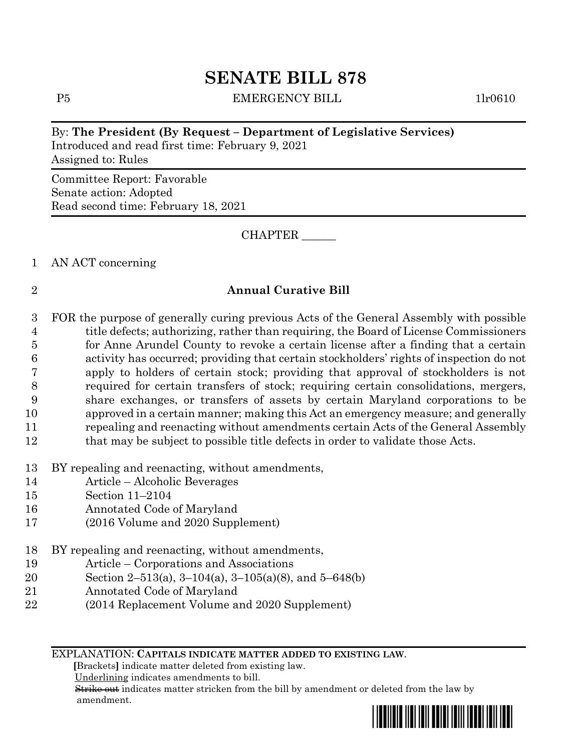# SENATE BILL 878

P5 EMERGENCY BILL 1lr0610

By: **The President (By Request – Department of Legislative Services)**
Introduced and read first time: February 9, 2021
Assigned to: Rules

Committee Report: Favorable
Senate action: Adopted
Read second time: February 18, 2021

CHAPTER ______

AN ACT concerning

## Annual Curative Bill

FOR the purpose of generally curing previous Acts of the General Assembly with possible title defects; authorizing, rather than requiring, the Board of License Commissioners for Anne Arundel County to revoke a certain license after a finding that a certain activity has occurred; providing that certain stockholders' rights of inspection do not apply to holders of certain stock; providing that approval of stockholders is not required for certain transfers of stock; requiring certain consolidations, mergers, share exchanges, or transfers of assets by certain Maryland corporations to be approved in a certain manner; making this Act an emergency measure; and generally repealing and reenacting without amendments certain Acts of the General Assembly that may be subject to possible title defects in order to validate those Acts.

BY repealing and reenacting, without amendments,
Article – Alcoholic Beverages
Section 11–2104
Annotated Code of Maryland
(2016 Volume and 2020 Supplement)

BY repealing and reenacting, without amendments,
Article – Corporations and Associations
Section 2–513(a), 3–104(a), 3–105(a)(8), and 5–648(b)
Annotated Code of Maryland
(2014 Replacement Volume and 2020 Supplement)

EXPLANATION: **CAPITALS INDICATE MATTER ADDED TO EXISTING LAW.**
**[**Brackets**]** indicate matter deleted from existing law.
Underlining indicates amendments to bill.
~~Strike out~~ indicates matter stricken from the bill by amendment or deleted from the law by amendment.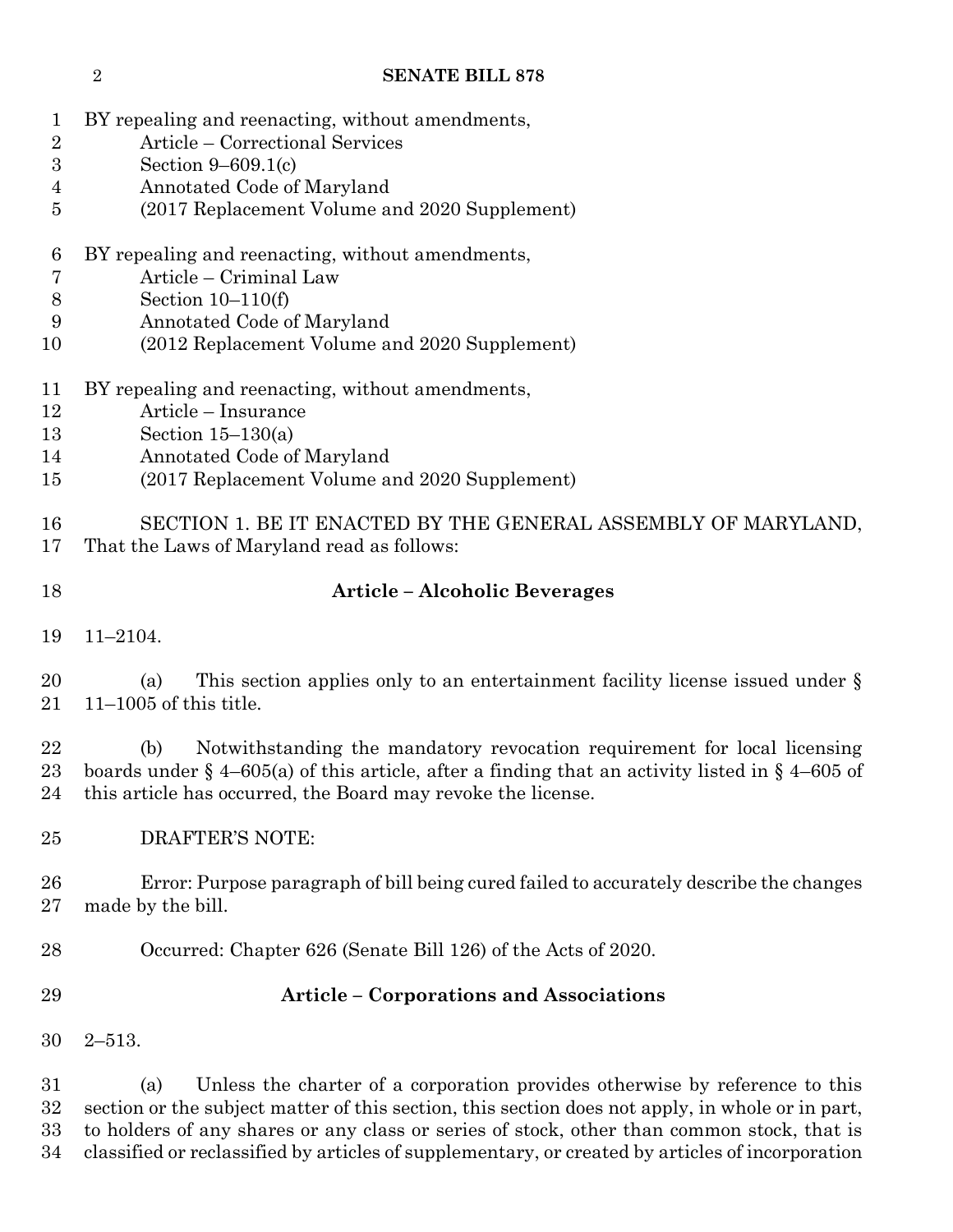BY repealing and reenacting, without amendments,
Article – Correctional Services
Section 9–609.1(c)
Annotated Code of Maryland
(2017 Replacement Volume and 2020 Supplement)

BY repealing and reenacting, without amendments,
Article – Criminal Law
Section 10–110(f)
Annotated Code of Maryland
(2012 Replacement Volume and 2020 Supplement)

BY repealing and reenacting, without amendments,
Article – Insurance
Section 15–130(a)
Annotated Code of Maryland
(2017 Replacement Volume and 2020 Supplement)

SECTION 1. BE IT ENACTED BY THE GENERAL ASSEMBLY OF MARYLAND, That the Laws of Maryland read as follows:

**Article – Alcoholic Beverages**

11–2104.

(a) This section applies only to an entertainment facility license issued under § 11–1005 of this title.

(b) Notwithstanding the mandatory revocation requirement for local licensing boards under § 4–605(a) of this article, after a finding that an activity listed in § 4–605 of this article has occurred, the Board may revoke the license.

DRAFTER'S NOTE:

Error: Purpose paragraph of bill being cured failed to accurately describe the changes made by the bill.

Occurred: Chapter 626 (Senate Bill 126) of the Acts of 2020.

**Article – Corporations and Associations**

2–513.

(a) Unless the charter of a corporation provides otherwise by reference to this section or the subject matter of this section, this section does not apply, in whole or in part, to holders of any shares or any class or series of stock, other than common stock, that is classified or reclassified by articles of supplementary, or created by articles of incorporation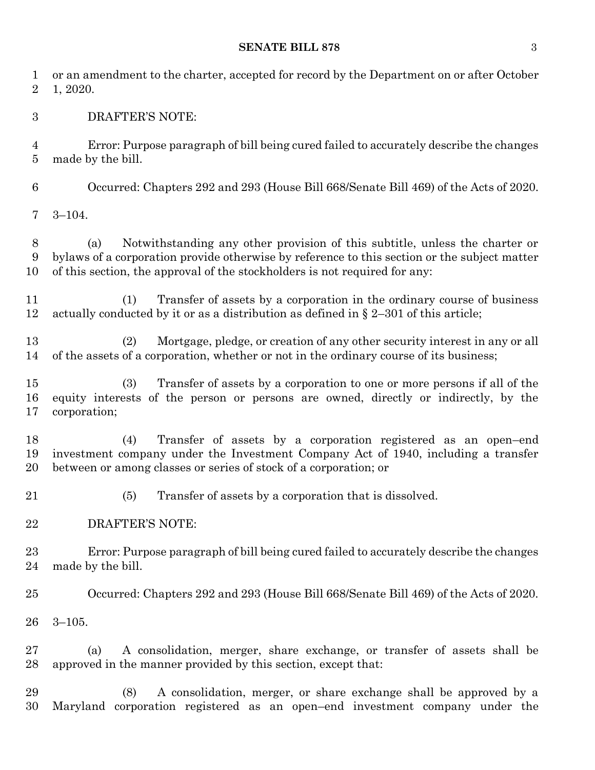or an amendment to the charter, accepted for record by the Department on or after October 1, 2020.

DRAFTER'S NOTE:

Error: Purpose paragraph of bill being cured failed to accurately describe the changes made by the bill.

Occurred: Chapters 292 and 293 (House Bill 668/Senate Bill 469) of the Acts of 2020.

3–104.

(a) Notwithstanding any other provision of this subtitle, unless the charter or bylaws of a corporation provide otherwise by reference to this section or the subject matter of this section, the approval of the stockholders is not required for any:

(1) Transfer of assets by a corporation in the ordinary course of business actually conducted by it or as a distribution as defined in § 2–301 of this article;

(2) Mortgage, pledge, or creation of any other security interest in any or all of the assets of a corporation, whether or not in the ordinary course of its business;

(3) Transfer of assets by a corporation to one or more persons if all of the equity interests of the person or persons are owned, directly or indirectly, by the corporation;

(4) Transfer of assets by a corporation registered as an open–end investment company under the Investment Company Act of 1940, including a transfer between or among classes or series of stock of a corporation; or

(5) Transfer of assets by a corporation that is dissolved.

DRAFTER'S NOTE:

Error: Purpose paragraph of bill being cured failed to accurately describe the changes made by the bill.

Occurred: Chapters 292 and 293 (House Bill 668/Senate Bill 469) of the Acts of 2020.

3–105.

(a) A consolidation, merger, share exchange, or transfer of assets shall be approved in the manner provided by this section, except that:

(8) A consolidation, merger, or share exchange shall be approved by a Maryland corporation registered as an open–end investment company under the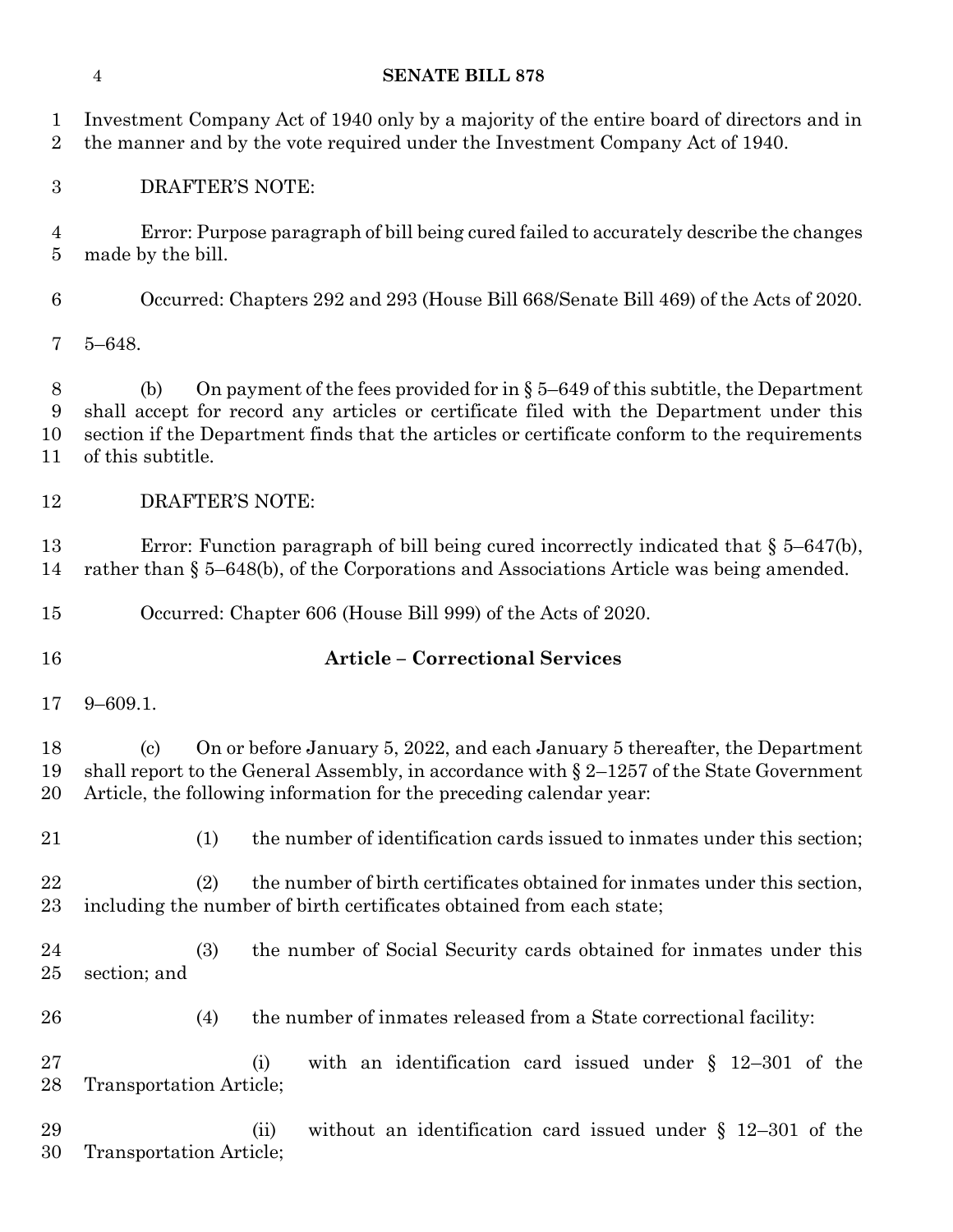Investment Company Act of 1940 only by a majority of the entire board of directors and in the manner and by the vote required under the Investment Company Act of 1940.

DRAFTER'S NOTE:

Error: Purpose paragraph of bill being cured failed to accurately describe the changes made by the bill.

Occurred: Chapters 292 and 293 (House Bill 668/Senate Bill 469) of the Acts of 2020.

5–648.

(b) On payment of the fees provided for in § 5–649 of this subtitle, the Department shall accept for record any articles or certificate filed with the Department under this section if the Department finds that the articles or certificate conform to the requirements of this subtitle.

DRAFTER'S NOTE:

Error: Function paragraph of bill being cured incorrectly indicated that § 5–647(b), rather than § 5–648(b), of the Corporations and Associations Article was being amended.

Occurred: Chapter 606 (House Bill 999) of the Acts of 2020.

## Article – Correctional Services

9–609.1.

(c) On or before January 5, 2022, and each January 5 thereafter, the Department shall report to the General Assembly, in accordance with § 2–1257 of the State Government Article, the following information for the preceding calendar year:

(1) the number of identification cards issued to inmates under this section;

(2) the number of birth certificates obtained for inmates under this section, including the number of birth certificates obtained from each state;

(3) the number of Social Security cards obtained for inmates under this section; and

(4) the number of inmates released from a State correctional facility:

(i) with an identification card issued under § 12–301 of the Transportation Article;

(ii) without an identification card issued under § 12–301 of the Transportation Article;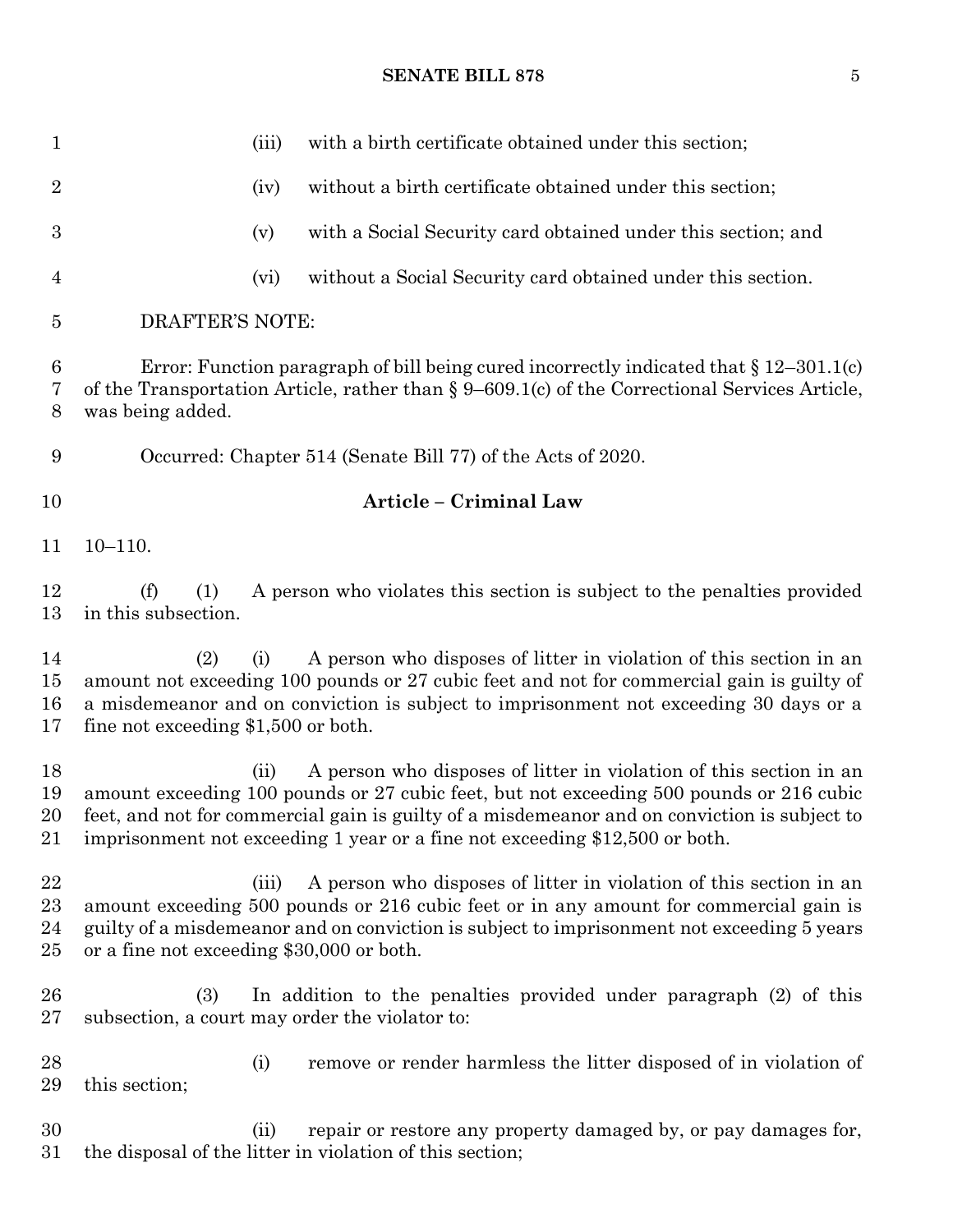(iii) with a birth certificate obtained under this section;

(iv) without a birth certificate obtained under this section;

(v) with a Social Security card obtained under this section; and

(vi) without a Social Security card obtained under this section.

DRAFTER'S NOTE:

Error: Function paragraph of bill being cured incorrectly indicated that § 12–301.1(c) of the Transportation Article, rather than § 9–609.1(c) of the Correctional Services Article, was being added.

Occurred: Chapter 514 (Senate Bill 77) of the Acts of 2020.

**Article – Criminal Law**

10–110.

(f) (1) A person who violates this section is subject to the penalties provided in this subsection.

(2) (i) A person who disposes of litter in violation of this section in an amount not exceeding 100 pounds or 27 cubic feet and not for commercial gain is guilty of a misdemeanor and on conviction is subject to imprisonment not exceeding 30 days or a fine not exceeding $1,500 or both.

(ii) A person who disposes of litter in violation of this section in an amount exceeding 100 pounds or 27 cubic feet, but not exceeding 500 pounds or 216 cubic feet, and not for commercial gain is guilty of a misdemeanor and on conviction is subject to imprisonment not exceeding 1 year or a fine not exceeding $12,500 or both.

(iii) A person who disposes of litter in violation of this section in an amount exceeding 500 pounds or 216 cubic feet or in any amount for commercial gain is guilty of a misdemeanor and on conviction is subject to imprisonment not exceeding 5 years or a fine not exceeding $30,000 or both.

(3) In addition to the penalties provided under paragraph (2) of this subsection, a court may order the violator to:

(i) remove or render harmless the litter disposed of in violation of this section;

(ii) repair or restore any property damaged by, or pay damages for, the disposal of the litter in violation of this section;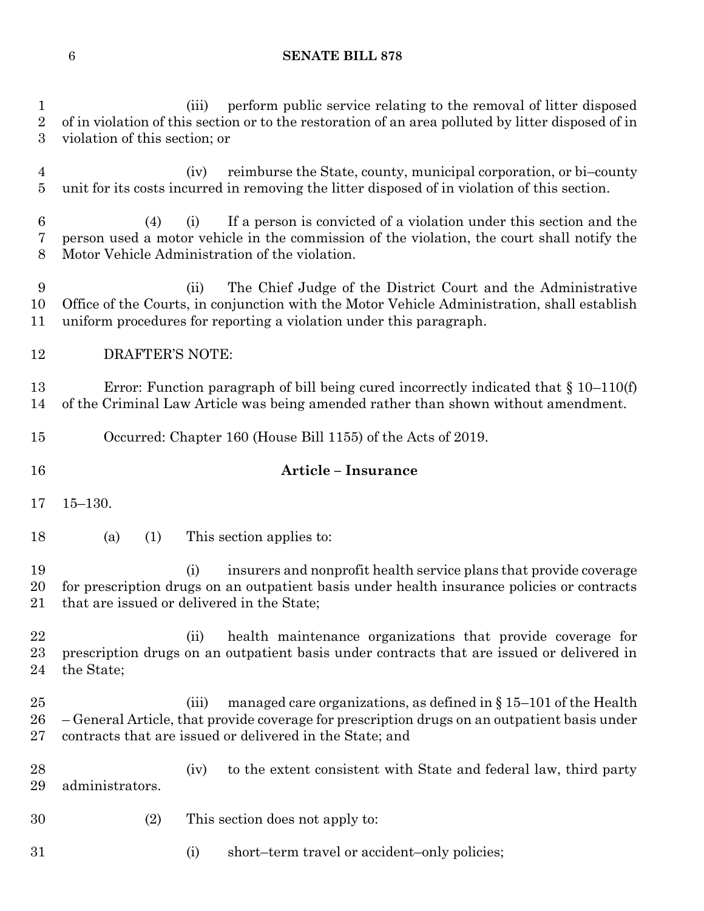(iii) perform public service relating to the removal of litter disposed of in violation of this section or to the restoration of an area polluted by litter disposed of in violation of this section; or

(iv) reimburse the State, county, municipal corporation, or bi–county unit for its costs incurred in removing the litter disposed of in violation of this section.

(4) (i) If a person is convicted of a violation under this section and the person used a motor vehicle in the commission of the violation, the court shall notify the Motor Vehicle Administration of the violation.

(ii) The Chief Judge of the District Court and the Administrative Office of the Courts, in conjunction with the Motor Vehicle Administration, shall establish uniform procedures for reporting a violation under this paragraph.

DRAFTER'S NOTE:

Error: Function paragraph of bill being cured incorrectly indicated that § 10–110(f) of the Criminal Law Article was being amended rather than shown without amendment.

Occurred: Chapter 160 (House Bill 1155) of the Acts of 2019.

**Article – Insurance**

15–130.

(a) (1) This section applies to:

(i) insurers and nonprofit health service plans that provide coverage for prescription drugs on an outpatient basis under health insurance policies or contracts that are issued or delivered in the State;

(ii) health maintenance organizations that provide coverage for prescription drugs on an outpatient basis under contracts that are issued or delivered in the State;

(iii) managed care organizations, as defined in § 15–101 of the Health – General Article, that provide coverage for prescription drugs on an outpatient basis under contracts that are issued or delivered in the State; and

(iv) to the extent consistent with State and federal law, third party administrators.

(2) This section does not apply to:

(i) short–term travel or accident–only policies;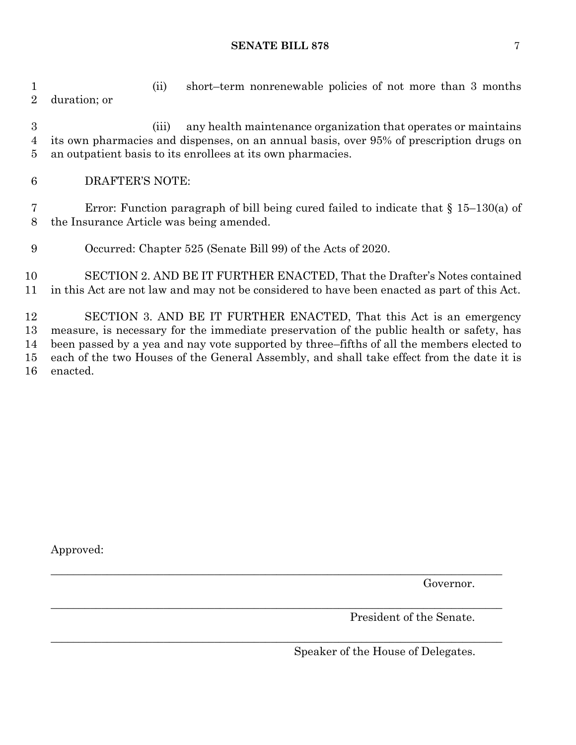(ii) short–term nonrenewable policies of not more than 3 months duration; or

(iii) any health maintenance organization that operates or maintains its own pharmacies and dispenses, on an annual basis, over 95% of prescription drugs on an outpatient basis to its enrollees at its own pharmacies.

DRAFTER'S NOTE:

Error: Function paragraph of bill being cured failed to indicate that § 15–130(a) of the Insurance Article was being amended.

Occurred: Chapter 525 (Senate Bill 99) of the Acts of 2020.

SECTION 2. AND BE IT FURTHER ENACTED, That the Drafter's Notes contained in this Act are not law and may not be considered to have been enacted as part of this Act.

SECTION 3. AND BE IT FURTHER ENACTED, That this Act is an emergency measure, is necessary for the immediate preservation of the public health or safety, has been passed by a yea and nay vote supported by three–fifths of all the members elected to each of the two Houses of the General Assembly, and shall take effect from the date it is enacted.

Approved:

\_\_\_\_\_\_\_\_\_\_\_\_\_\_\_\_\_\_\_\_\_\_\_\_\_\_\_\_\_\_\_\_\_\_\_\_\_\_\_\_\_\_\_\_\_\_\_\_

Governor.

\_\_\_\_\_\_\_\_\_\_\_\_\_\_\_\_\_\_\_\_\_\_\_\_\_\_\_\_\_\_\_\_\_\_\_\_\_\_\_\_\_\_\_\_\_\_\_\_

President of the Senate.

\_\_\_\_\_\_\_\_\_\_\_\_\_\_\_\_\_\_\_\_\_\_\_\_\_\_\_\_\_\_\_\_\_\_\_\_\_\_\_\_\_\_\_\_\_\_\_\_

Speaker of the House of Delegates.